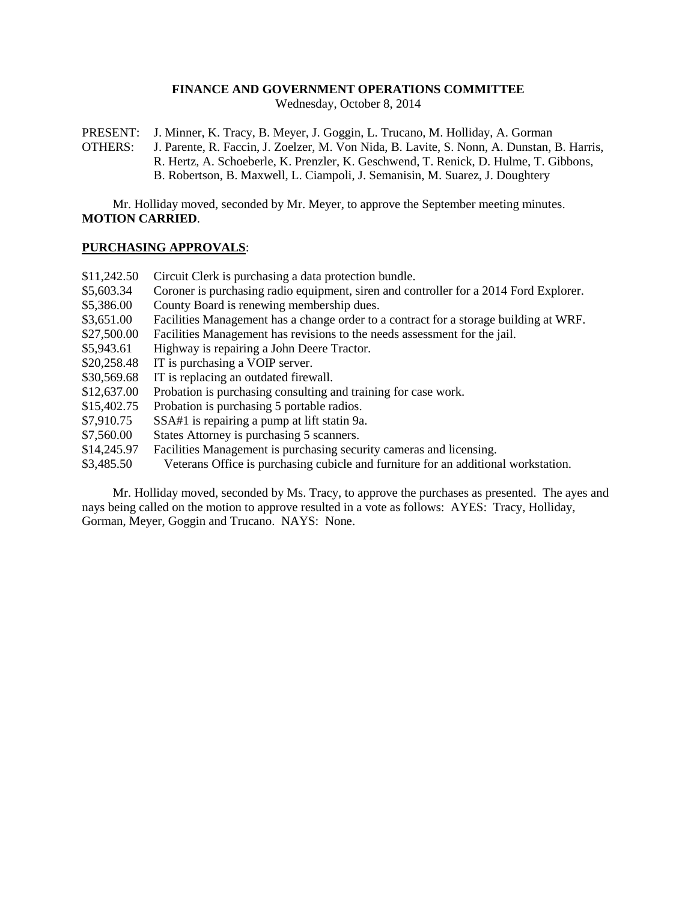**FINANCE AND GOVERNMENT OPERATIONS COMMITTEE**
Wednesday, October 8, 2014

PRESENT: J. Minner, K. Tracy, B. Meyer, J. Goggin, L. Trucano, M. Holliday, A. Gorman
OTHERS: J. Parente, R. Faccin, J. Zoelzer, M. Von Nida, B. Lavite, S. Nonn, A. Dunstan, B. Harris, R. Hertz, A. Schoeberle, K. Prenzler, K. Geschwend, T. Renick, D. Hulme, T. Gibbons, B. Robertson, B. Maxwell, L. Ciampoli, J. Semanisin, M. Suarez, J. Doughtery

Mr. Holliday moved, seconded by Mr. Meyer, to approve the September meeting minutes. **MOTION CARRIED**.

**PURCHASING APPROVALS**:

$11,242.50 Circuit Clerk is purchasing a data protection bundle.
$5,603.34 Coroner is purchasing radio equipment, siren and controller for a 2014 Ford Explorer.
$5,386.00 County Board is renewing membership dues.
$3,651.00 Facilities Management has a change order to a contract for a storage building at WRF.
$27,500.00 Facilities Management has revisions to the needs assessment for the jail.
$5,943.61 Highway is repairing a John Deere Tractor.
$20,258.48 IT is purchasing a VOIP server.
$30,569.68 IT is replacing an outdated firewall.
$12,637.00 Probation is purchasing consulting and training for case work.
$15,402.75 Probation is purchasing 5 portable radios.
$7,910.75 SSA#1 is repairing a pump at lift statin 9a.
$7,560.00 States Attorney is purchasing 5 scanners.
$14,245.97 Facilities Management is purchasing security cameras and licensing.
$3,485.50 Veterans Office is purchasing cubicle and furniture for an additional workstation.

Mr. Holliday moved, seconded by Ms. Tracy, to approve the purchases as presented. The ayes and nays being called on the motion to approve resulted in a vote as follows: AYES: Tracy, Holliday, Gorman, Meyer, Goggin and Trucano. NAYS: None.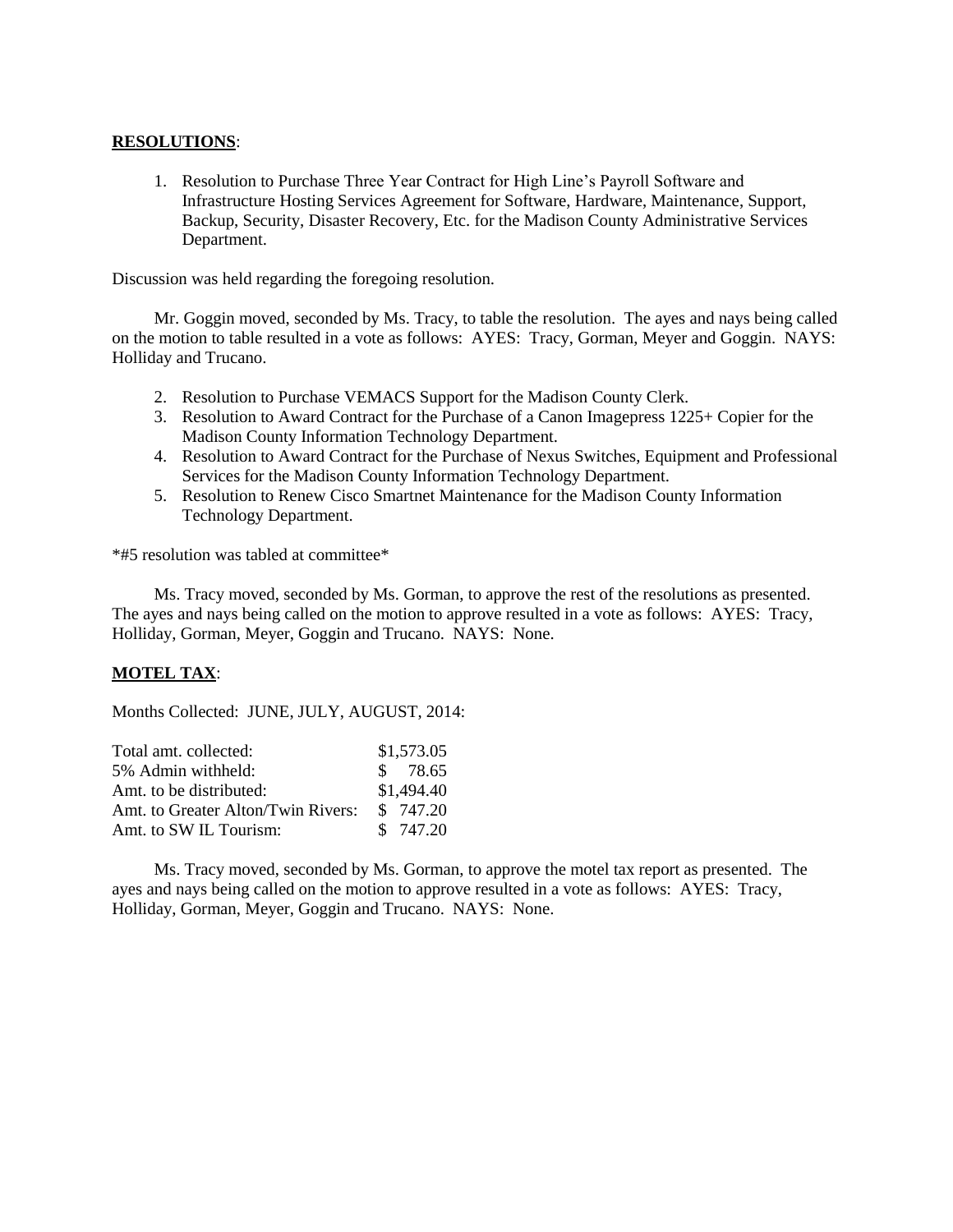**RESOLUTIONS**:

1. Resolution to Purchase Three Year Contract for High Line's Payroll Software and Infrastructure Hosting Services Agreement for Software, Hardware, Maintenance, Support, Backup, Security, Disaster Recovery, Etc. for the Madison County Administrative Services Department.

Discussion was held regarding the foregoing resolution.

Mr. Goggin moved, seconded by Ms. Tracy, to table the resolution. The ayes and nays being called on the motion to table resulted in a vote as follows: AYES: Tracy, Gorman, Meyer and Goggin. NAYS: Holliday and Trucano.

2. Resolution to Purchase VEMACS Support for the Madison County Clerk.
3. Resolution to Award Contract for the Purchase of a Canon Imagepress 1225+ Copier for the Madison County Information Technology Department.
4. Resolution to Award Contract for the Purchase of Nexus Switches, Equipment and Professional Services for the Madison County Information Technology Department.
5. Resolution to Renew Cisco Smartnet Maintenance for the Madison County Information Technology Department.

*#5 resolution was tabled at committee*

Ms. Tracy moved, seconded by Ms. Gorman, to approve the rest of the resolutions as presented. The ayes and nays being called on the motion to approve resulted in a vote as follows: AYES: Tracy, Holliday, Gorman, Meyer, Goggin and Trucano. NAYS: None.

**MOTEL TAX**:

Months Collected: JUNE, JULY, AUGUST, 2014:

| | |
|---|---|
| Total amt. collected: | $1,573.05 |
| 5% Admin withheld: | $ 78.65 |
| Amt. to be distributed: | $1,494.40 |
| Amt. to Greater Alton/Twin Rivers: | $ 747.20 |
| Amt. to SW IL Tourism: | $ 747.20 |

Ms. Tracy moved, seconded by Ms. Gorman, to approve the motel tax report as presented. The ayes and nays being called on the motion to approve resulted in a vote as follows: AYES: Tracy, Holliday, Gorman, Meyer, Goggin and Trucano. NAYS: None.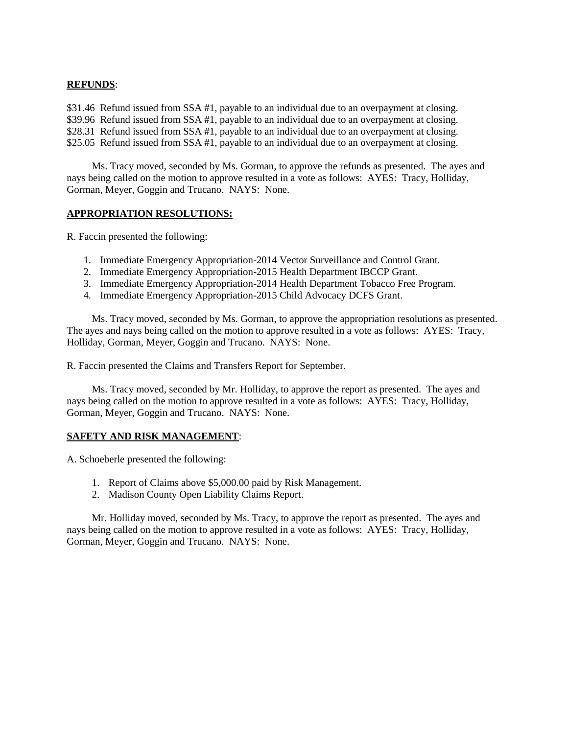**REFUNDS**:

$31.46 Refund issued from SSA #1, payable to an individual due to an overpayment at closing.
$39.96 Refund issued from SSA #1, payable to an individual due to an overpayment at closing.
$28.31 Refund issued from SSA #1, payable to an individual due to an overpayment at closing.
$25.05 Refund issued from SSA #1, payable to an individual due to an overpayment at closing.

Ms. Tracy moved, seconded by Ms. Gorman, to approve the refunds as presented. The ayes and nays being called on the motion to approve resulted in a vote as follows: AYES: Tracy, Holliday, Gorman, Meyer, Goggin and Trucano. NAYS: None.

**APPROPRIATION RESOLUTIONS:**

R. Faccin presented the following:

1. Immediate Emergency Appropriation-2014 Vector Surveillance and Control Grant.
2. Immediate Emergency Appropriation-2015 Health Department IBCCP Grant.
3. Immediate Emergency Appropriation-2014 Health Department Tobacco Free Program.
4. Immediate Emergency Appropriation-2015 Child Advocacy DCFS Grant.

Ms. Tracy moved, seconded by Ms. Gorman, to approve the appropriation resolutions as presented. The ayes and nays being called on the motion to approve resulted in a vote as follows: AYES: Tracy, Holliday, Gorman, Meyer, Goggin and Trucano. NAYS: None.

R. Faccin presented the Claims and Transfers Report for September.

Ms. Tracy moved, seconded by Mr. Holliday, to approve the report as presented. The ayes and nays being called on the motion to approve resulted in a vote as follows: AYES: Tracy, Holliday, Gorman, Meyer, Goggin and Trucano. NAYS: None.

**SAFETY AND RISK MANAGEMENT**:

A. Schoeberle presented the following:

1. Report of Claims above $5,000.00 paid by Risk Management.
2. Madison County Open Liability Claims Report.

Mr. Holliday moved, seconded by Ms. Tracy, to approve the report as presented. The ayes and nays being called on the motion to approve resulted in a vote as follows: AYES: Tracy, Holliday, Gorman, Meyer, Goggin and Trucano. NAYS: None.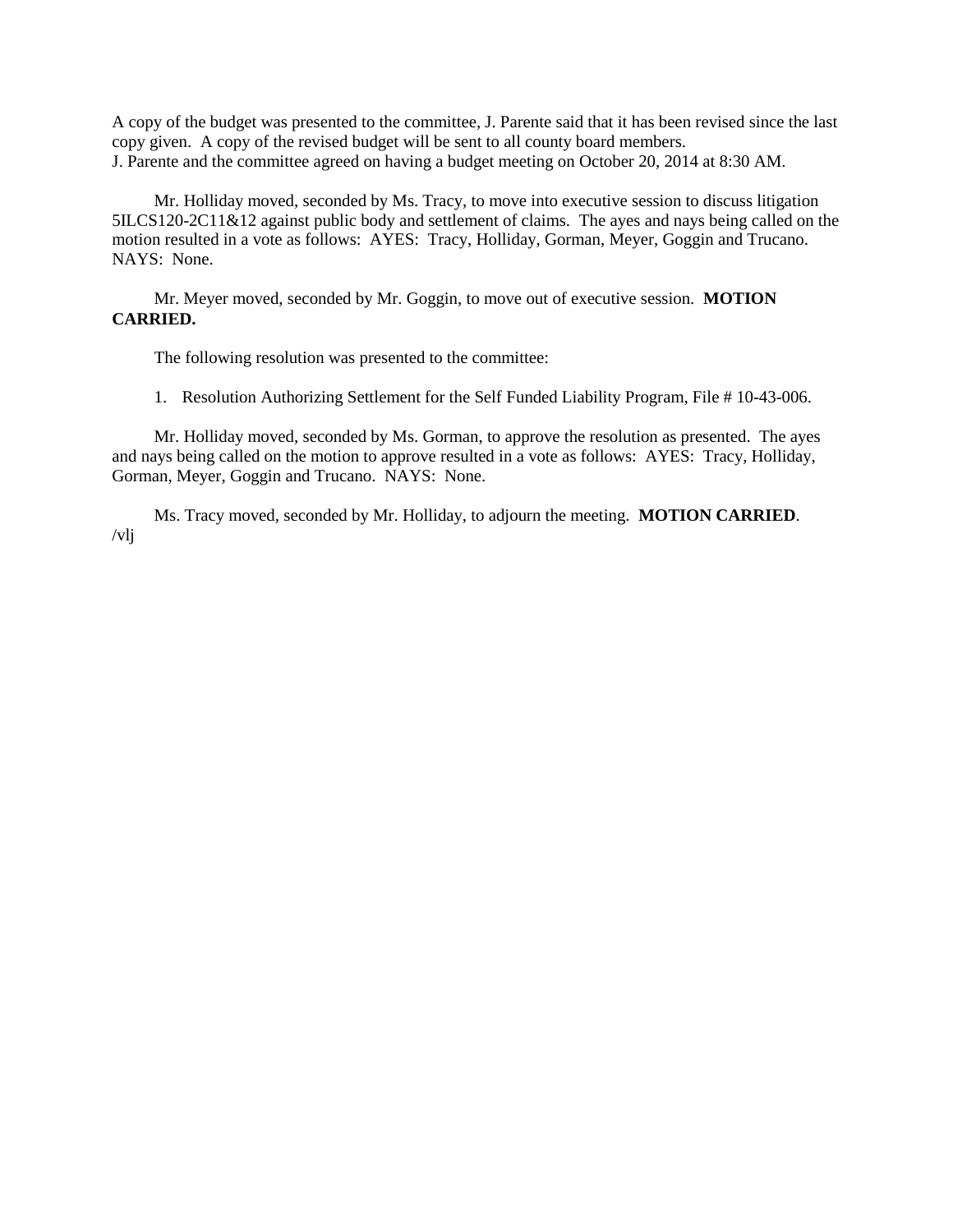A copy of the budget was presented to the committee, J. Parente said that it has been revised since the last copy given. A copy of the revised budget will be sent to all county board members.
J. Parente and the committee agreed on having a budget meeting on October 20, 2014 at 8:30 AM.

Mr. Holliday moved, seconded by Ms. Tracy, to move into executive session to discuss litigation 5ILCS120-2C11&12 against public body and settlement of claims. The ayes and nays being called on the motion resulted in a vote as follows: AYES: Tracy, Holliday, Gorman, Meyer, Goggin and Trucano. NAYS: None.

Mr. Meyer moved, seconded by Mr. Goggin, to move out of executive session. **MOTION CARRIED.**

The following resolution was presented to the committee:

1. Resolution Authorizing Settlement for the Self Funded Liability Program, File # 10-43-006.

Mr. Holliday moved, seconded by Ms. Gorman, to approve the resolution as presented. The ayes and nays being called on the motion to approve resulted in a vote as follows: AYES: Tracy, Holliday, Gorman, Meyer, Goggin and Trucano. NAYS: None.

Ms. Tracy moved, seconded by Mr. Holliday, to adjourn the meeting. **MOTION CARRIED**.
/vlj